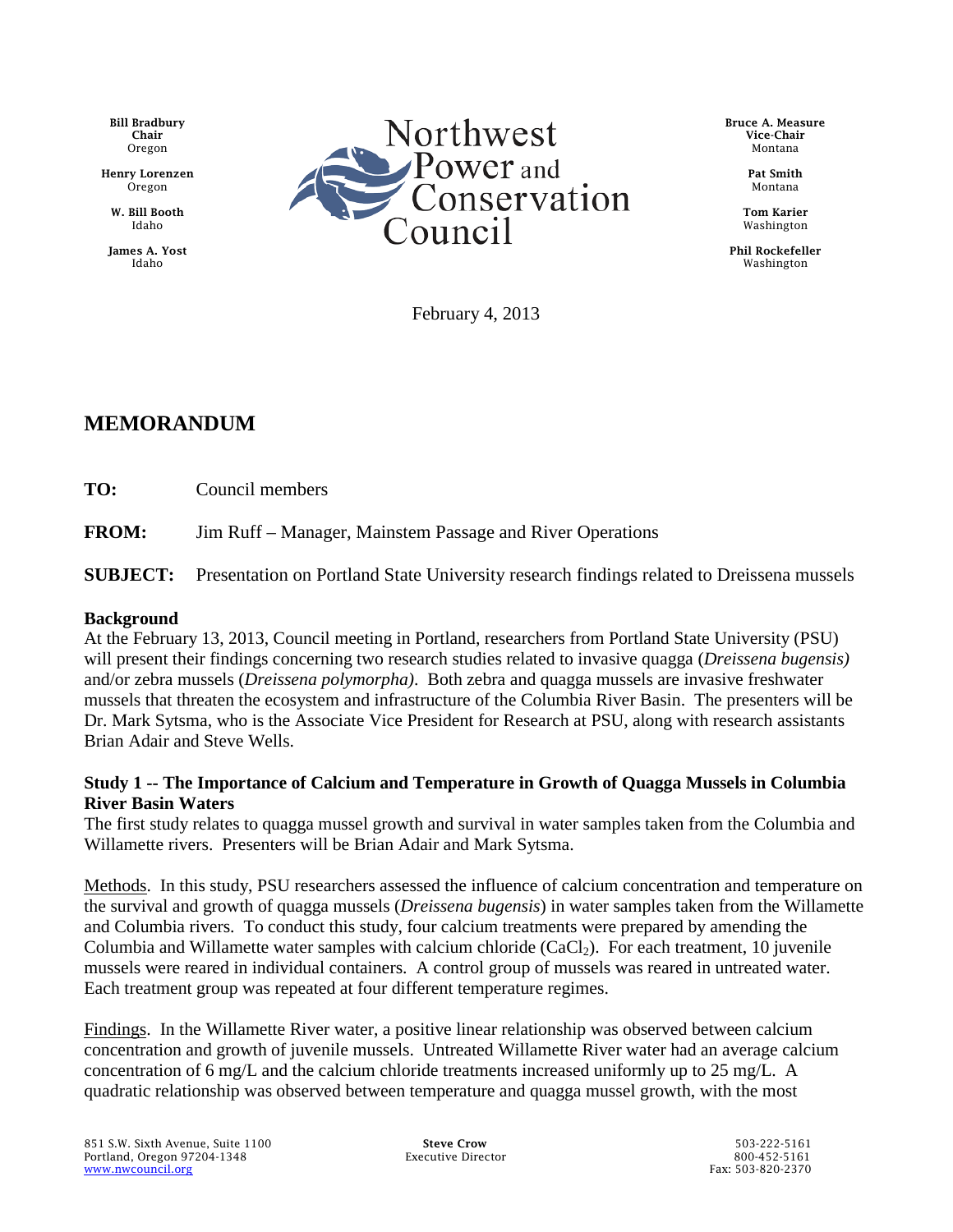Bill Bradbury
Chair
Oregon

Henry Lorenzen
Oregon

W. Bill Booth
Idaho

James A. Yost
Idaho

Northwest Power and Conservation Council

Bruce A. Measure
Vice-Chair
Montana

Pat Smith
Montana

Tom Karier
Washington

Phil Rockefeller
Washington

February 4, 2013

# MEMORANDUM

**TO:** Council members

**FROM:** Jim Ruff – Manager, Mainstem Passage and River Operations

**SUBJECT:** Presentation on Portland State University research findings related to Dreissena mussels

**Background**

At the February 13, 2013, Council meeting in Portland, researchers from Portland State University (PSU) will present their findings concerning two research studies related to invasive quagga (*Dreissena bugensis)* and/or zebra mussels (*Dreissena polymorpha)*. Both zebra and quagga mussels are invasive freshwater mussels that threaten the ecosystem and infrastructure of the Columbia River Basin. The presenters will be Dr. Mark Sytsma, who is the Associate Vice President for Research at PSU, along with research assistants Brian Adair and Steve Wells.

**Study 1 -- The Importance of Calcium and Temperature in Growth of Quagga Mussels in Columbia River Basin Waters**

The first study relates to quagga mussel growth and survival in water samples taken from the Columbia and Willamette rivers. Presenters will be Brian Adair and Mark Sytsma.

Methods. In this study, PSU researchers assessed the influence of calcium concentration and temperature on the survival and growth of quagga mussels (*Dreissena bugensis*) in water samples taken from the Willamette and Columbia rivers. To conduct this study, four calcium treatments were prepared by amending the Columbia and Willamette water samples with calcium chloride ($CaCl_2$). For each treatment, 10 juvenile mussels were reared in individual containers. A control group of mussels was reared in untreated water. Each treatment group was repeated at four different temperature regimes.

Findings. In the Willamette River water, a positive linear relationship was observed between calcium concentration and growth of juvenile mussels. Untreated Willamette River water had an average calcium concentration of 6 mg/L and the calcium chloride treatments increased uniformly up to 25 mg/L. A quadratic relationship was observed between temperature and quagga mussel growth, with the most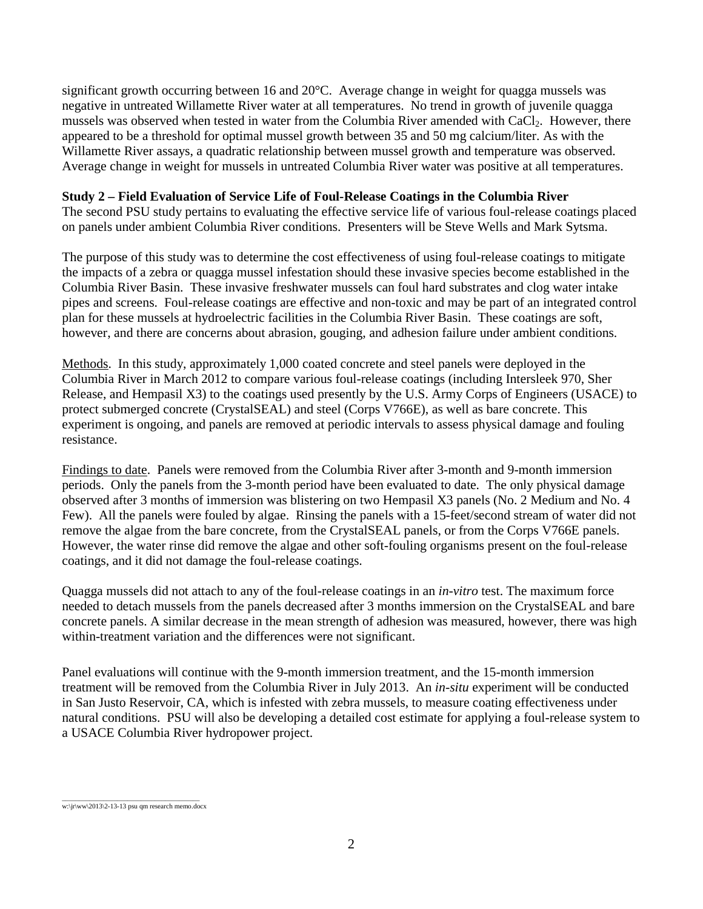significant growth occurring between 16 and 20°C. Average change in weight for quagga mussels was negative in untreated Willamette River water at all temperatures. No trend in growth of juvenile quagga mussels was observed when tested in water from the Columbia River amended with $CaCl_2$. However, there appeared to be a threshold for optimal mussel growth between 35 and 50 mg calcium/liter. As with the Willamette River assays, a quadratic relationship between mussel growth and temperature was observed. Average change in weight for mussels in untreated Columbia River water was positive at all temperatures.

**Study 2 – Field Evaluation of Service Life of Foul-Release Coatings in the Columbia River**

The second PSU study pertains to evaluating the effective service life of various foul-release coatings placed on panels under ambient Columbia River conditions. Presenters will be Steve Wells and Mark Sytsma.

The purpose of this study was to determine the cost effectiveness of using foul-release coatings to mitigate the impacts of a zebra or quagga mussel infestation should these invasive species become established in the Columbia River Basin. These invasive freshwater mussels can foul hard substrates and clog water intake pipes and screens. Foul-release coatings are effective and non-toxic and may be part of an integrated control plan for these mussels at hydroelectric facilities in the Columbia River Basin. These coatings are soft, however, and there are concerns about abrasion, gouging, and adhesion failure under ambient conditions.

Methods. In this study, approximately 1,000 coated concrete and steel panels were deployed in the Columbia River in March 2012 to compare various foul-release coatings (including Intersleek 970, Sher Release, and Hempasil X3) to the coatings used presently by the U.S. Army Corps of Engineers (USACE) to protect submerged concrete (CrystalSEAL) and steel (Corps V766E), as well as bare concrete. This experiment is ongoing, and panels are removed at periodic intervals to assess physical damage and fouling resistance.

Findings to date. Panels were removed from the Columbia River after 3-month and 9-month immersion periods. Only the panels from the 3-month period have been evaluated to date. The only physical damage observed after 3 months of immersion was blistering on two Hempasil X3 panels (No. 2 Medium and No. 4 Few). All the panels were fouled by algae. Rinsing the panels with a 15-feet/second stream of water did not remove the algae from the bare concrete, from the CrystalSEAL panels, or from the Corps V766E panels. However, the water rinse did remove the algae and other soft-fouling organisms present on the foul-release coatings, and it did not damage the foul-release coatings.

Quagga mussels did not attach to any of the foul-release coatings in an *in-vitro* test. The maximum force needed to detach mussels from the panels decreased after 3 months immersion on the CrystalSEAL and bare concrete panels. A similar decrease in the mean strength of adhesion was measured, however, there was high within-treatment variation and the differences were not significant.

Panel evaluations will continue with the 9-month immersion treatment, and the 15-month immersion treatment will be removed from the Columbia River in July 2013. An *in-situ* experiment will be conducted in San Justo Reservoir, CA, which is infested with zebra mussels, to measure coating effectiveness under natural conditions. PSU will also be developing a detailed cost estimate for applying a foul-release system to a USACE Columbia River hydropower project.

w:\jr\ww\2013\2-13-13 psu qm research memo.docx